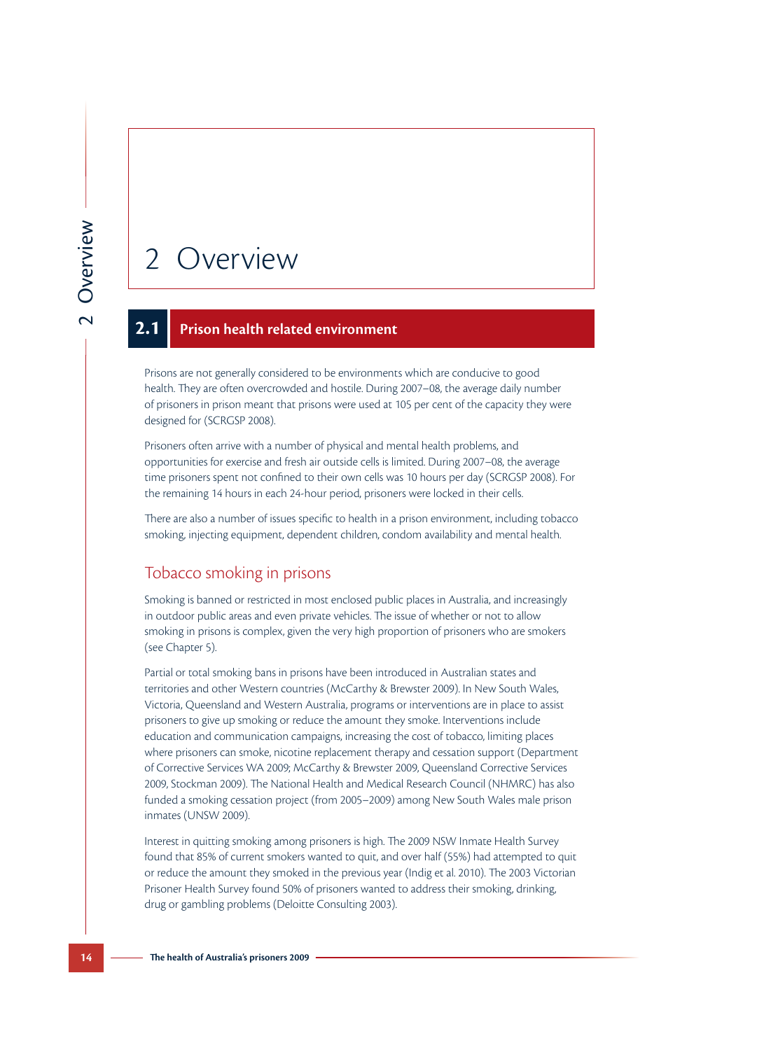# 2 Overview

## 2.1 Prison health related environment

Prisons are not generally considered to be environments which are conducive to good health. They are often overcrowded and hostile. During 2007–08, the average daily number of prisoners in prison meant that prisons were used at 105 per cent of the capacity they were designed for (SCRGSP 2008).

Prisoners often arrive with a number of physical and mental health problems, and opportunities for exercise and fresh air outside cells is limited. During 2007–08, the average time prisoners spent not confined to their own cells was 10 hours per day (SCRGSP 2008). For the remaining 14 hours in each 24-hour period, prisoners were locked in their cells.

There are also a number of issues specific to health in a prison environment, including tobacco smoking, injecting equipment, dependent children, condom availability and mental health.

### Tobacco smoking in prisons

Smoking is banned or restricted in most enclosed public places in Australia, and increasingly in outdoor public areas and even private vehicles. The issue of whether or not to allow smoking in prisons is complex, given the very high proportion of prisoners who are smokers (see Chapter 5).

Partial or total smoking bans in prisons have been introduced in Australian states and territories and other Western countries (McCarthy & Brewster 2009). In New South Wales, Victoria, Queensland and Western Australia, programs or interventions are in place to assist prisoners to give up smoking or reduce the amount they smoke. Interventions include education and communication campaigns, increasing the cost of tobacco, limiting places where prisoners can smoke, nicotine replacement therapy and cessation support (Department of Corrective Services WA 2009; McCarthy & Brewster 2009, Queensland Corrective Services 2009, Stockman 2009). The National Health and Medical Research Council (NHMRC) has also funded a smoking cessation project (from 2005–2009) among New South Wales male prison inmates (UNSW 2009).

Interest in quitting smoking among prisoners is high. The 2009 NSW Inmate Health Survey found that 85% of current smokers wanted to quit, and over half (55%) had attempted to quit or reduce the amount they smoked in the previous year (Indig et al. 2010). The 2003 Victorian Prisoner Health Survey found 50% of prisoners wanted to address their smoking, drinking, drug or gambling problems (Deloitte Consulting 2003).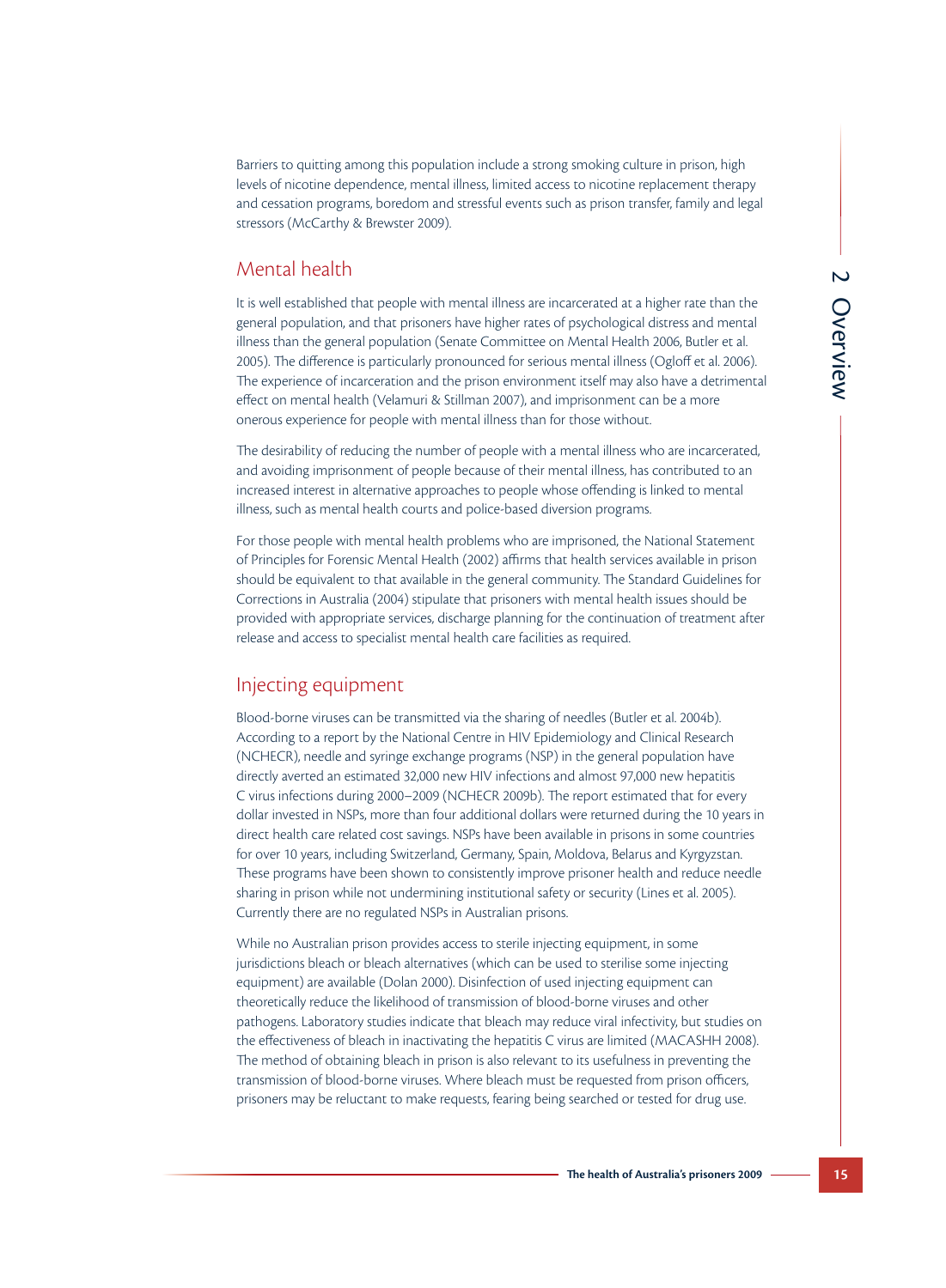Barriers to quitting among this population include a strong smoking culture in prison, high levels of nicotine dependence, mental illness, limited access to nicotine replacement therapy and cessation programs, boredom and stressful events such as prison transfer, family and legal stressors (McCarthy & Brewster 2009).

## Mental health

It is well established that people with mental illness are incarcerated at a higher rate than the general population, and that prisoners have higher rates of psychological distress and mental illness than the general population (Senate Committee on Mental Health 2006, Butler et al. 2005). The difference is particularly pronounced for serious mental illness (Ogloff et al. 2006). The experience of incarceration and the prison environment itself may also have a detrimental effect on mental health (Velamuri & Stillman 2007), and imprisonment can be a more onerous experience for people with mental illness than for those without.

The desirability of reducing the number of people with a mental illness who are incarcerated, and avoiding imprisonment of people because of their mental illness, has contributed to an increased interest in alternative approaches to people whose offending is linked to mental illness, such as mental health courts and police-based diversion programs.

For those people with mental health problems who are imprisoned, the National Statement of Principles for Forensic Mental Health (2002) affirms that health services available in prison should be equivalent to that available in the general community. The Standard Guidelines for Corrections in Australia (2004) stipulate that prisoners with mental health issues should be provided with appropriate services, discharge planning for the continuation of treatment after release and access to specialist mental health care facilities as required.

## Injecting equipment

Blood-borne viruses can be transmitted via the sharing of needles (Butler et al. 2004b). According to a report by the National Centre in HIV Epidemiology and Clinical Research (NCHECR), needle and syringe exchange programs (NSP) in the general population have directly averted an estimated 32,000 new HIV infections and almost 97,000 new hepatitis C virus infections during 2000–2009 (NCHECR 2009b). The report estimated that for every dollar invested in NSPs, more than four additional dollars were returned during the 10 years in direct health care related cost savings. NSPs have been available in prisons in some countries for over 10 years, including Switzerland, Germany, Spain, Moldova, Belarus and Kyrgyzstan. These programs have been shown to consistently improve prisoner health and reduce needle sharing in prison while not undermining institutional safety or security (Lines et al. 2005). Currently there are no regulated NSPs in Australian prisons.

While no Australian prison provides access to sterile injecting equipment, in some jurisdictions bleach or bleach alternatives (which can be used to sterilise some injecting equipment) are available (Dolan 2000). Disinfection of used injecting equipment can theoretically reduce the likelihood of transmission of blood-borne viruses and other pathogens. Laboratory studies indicate that bleach may reduce viral infectivity, but studies on the effectiveness of bleach in inactivating the hepatitis C virus are limited (MACASHH 2008). The method of obtaining bleach in prison is also relevant to its usefulness in preventing the transmission of blood-borne viruses. Where bleach must be requested from prison officers, prisoners may be reluctant to make requests, fearing being searched or tested for drug use.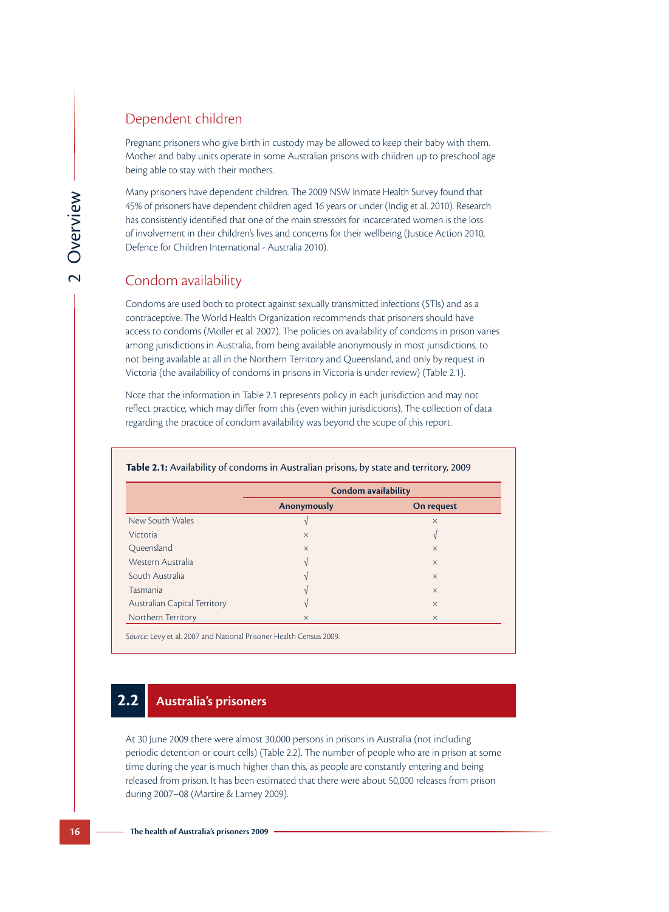## Dependent children

Pregnant prisoners who give birth in custody may be allowed to keep their baby with them. Mother and baby units operate in some Australian prisons with children up to preschool age being able to stay with their mothers.

Many prisoners have dependent children. The 2009 NSW Inmate Health Survey found that 45% of prisoners have dependent children aged 16 years or under (Indig et al. 2010). Research has consistently identified that one of the main stressors for incarcerated women is the loss of involvement in their children's lives and concerns for their wellbeing (Justice Action 2010, Defence for Children International - Australia 2010).

## Condom availability

Condoms are used both to protect against sexually transmitted infections (STIs) and as a contraceptive. The World Health Organization recommends that prisoners should have access to condoms (Moller et al. 2007). The policies on availability of condoms in prison varies among jurisdictions in Australia, from being available anonymously in most jurisdictions, to not being available at all in the Northern Territory and Queensland, and only by request in Victoria (the availability of condoms in prisons in Victoria is under review) (Table 2.1).

Note that the information in Table 2.1 represents policy in each jurisdiction and may not reflect practice, which may differ from this (even within jurisdictions). The collection of data regarding the practice of condom availability was beyond the scope of this report.

**Table 2.1:** Availability of condoms in Australian prisons, by state and territory, 2009

| | Condom availability | |
|---|---|---|
| | **Anonymously** | **On request** |
| New South Wales | √ | × |
| Victoria | × | √ |
| Queensland | × | × |
| Western Australia | √ | × |
| South Australia | √ | × |
| Tasmania | √ | × |
| Australian Capital Territory | √ | × |
| Northern Territory | × | × |

*Source:* Levy et al. 2007 and National Prisoner Health Census 2009.

## 2.2 Australia's prisoners

At 30 June 2009 there were almost 30,000 persons in prisons in Australia (not including periodic detention or court cells) (Table 2.2). The number of people who are in prison at some time during the year is much higher than this, as people are constantly entering and being released from prison. It has been estimated that there were about 50,000 releases from prison during 2007–08 (Martire & Larney 2009).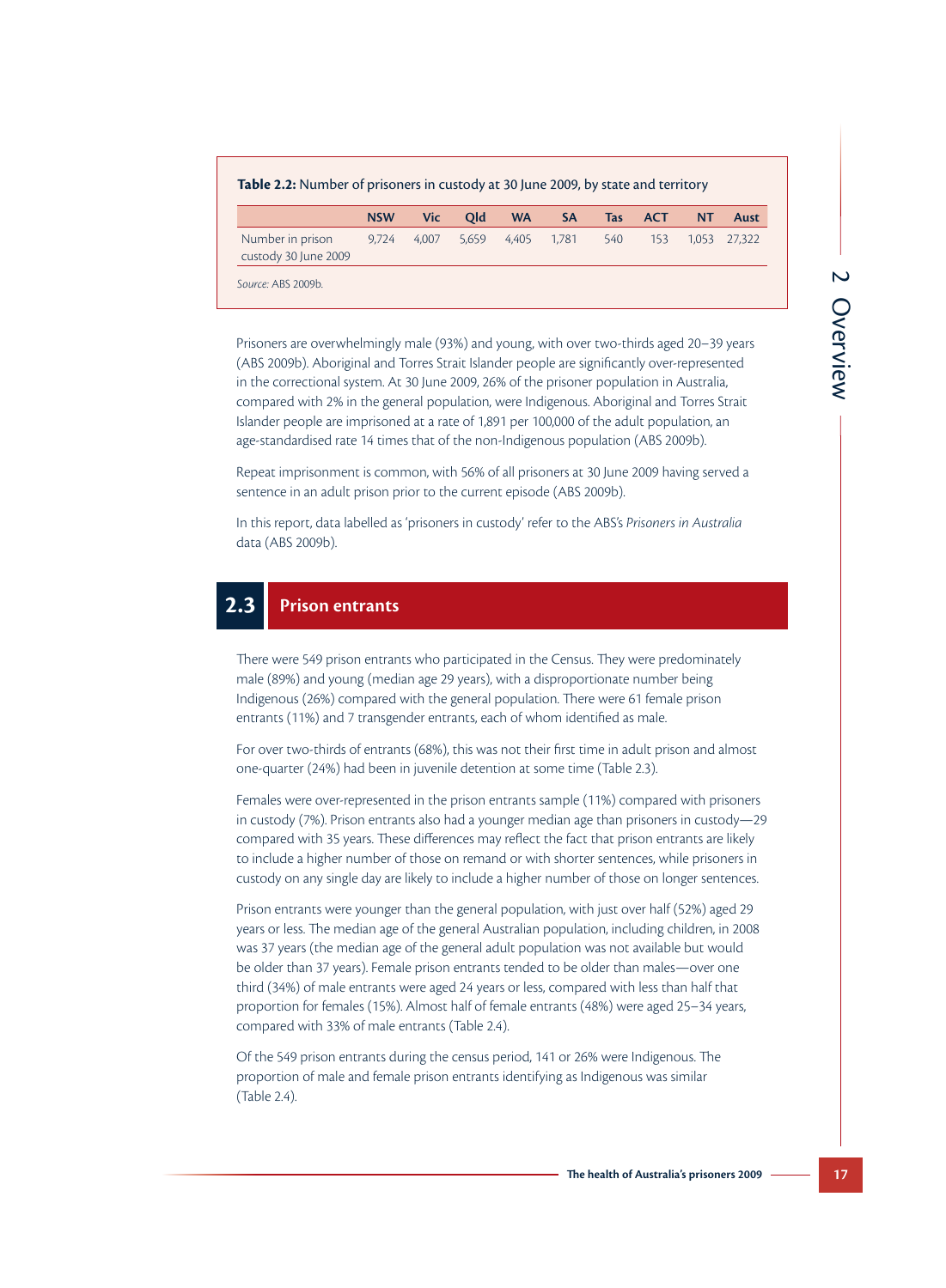**Table 2.2:** Number of prisoners in custody at 30 June 2009, by state and territory

| | NSW | Vic | Qld | WA | SA | Tas | ACT | NT | Aust |
|---|---|---|---|---|---|---|---|---|---|
| Number in prison custody 30 June 2009 | 9,724 | 4,007 | 5,659 | 4,405 | 1,781 | 540 | 153 | 1,053 | 27,322 |

*Source:* ABS 2009b.

Prisoners are overwhelmingly male (93%) and young, with over two-thirds aged 20–39 years (ABS 2009b). Aboriginal and Torres Strait Islander people are significantly over-represented in the correctional system. At 30 June 2009, 26% of the prisoner population in Australia, compared with 2% in the general population, were Indigenous. Aboriginal and Torres Strait Islander people are imprisoned at a rate of 1,891 per 100,000 of the adult population, an age-standardised rate 14 times that of the non-Indigenous population (ABS 2009b).

Repeat imprisonment is common, with 56% of all prisoners at 30 June 2009 having served a sentence in an adult prison prior to the current episode (ABS 2009b).

In this report, data labelled as 'prisoners in custody' refer to the ABS's *Prisoners in Australia* data (ABS 2009b).

## 2.3 Prison entrants

There were 549 prison entrants who participated in the Census. They were predominately male (89%) and young (median age 29 years), with a disproportionate number being Indigenous (26%) compared with the general population. There were 61 female prison entrants (11%) and 7 transgender entrants, each of whom identified as male.

For over two-thirds of entrants (68%), this was not their first time in adult prison and almost one-quarter (24%) had been in juvenile detention at some time (Table 2.3).

Females were over-represented in the prison entrants sample (11%) compared with prisoners in custody (7%). Prison entrants also had a younger median age than prisoners in custody—29 compared with 35 years. These differences may reflect the fact that prison entrants are likely to include a higher number of those on remand or with shorter sentences, while prisoners in custody on any single day are likely to include a higher number of those on longer sentences.

Prison entrants were younger than the general population, with just over half (52%) aged 29 years or less. The median age of the general Australian population, including children, in 2008 was 37 years (the median age of the general adult population was not available but would be older than 37 years). Female prison entrants tended to be older than males—over one third (34%) of male entrants were aged 24 years or less, compared with less than half that proportion for females (15%). Almost half of female entrants (48%) were aged 25–34 years, compared with 33% of male entrants (Table 2.4).

Of the 549 prison entrants during the census period, 141 or 26% were Indigenous. The proportion of male and female prison entrants identifying as Indigenous was similar (Table 2.4).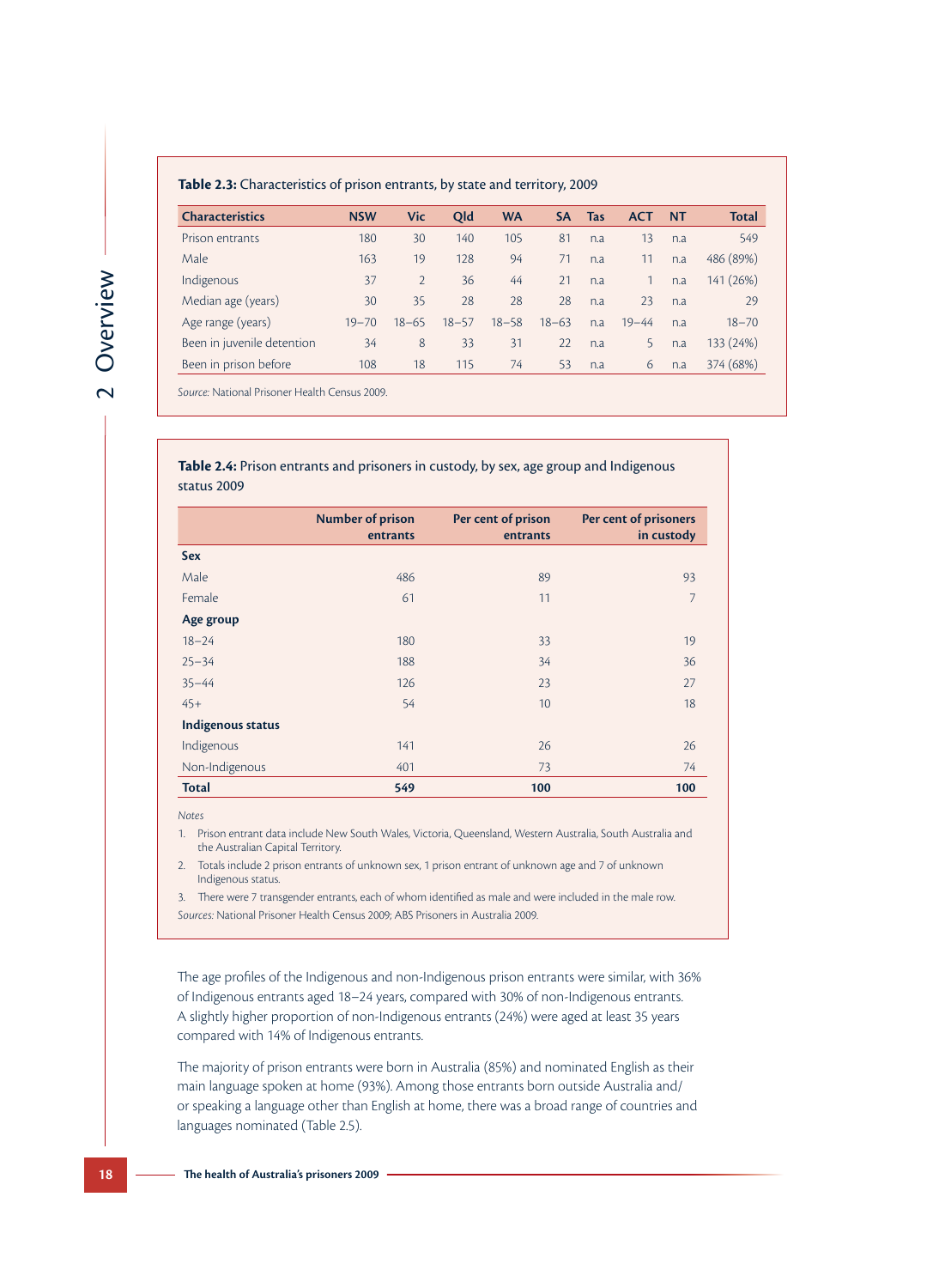**Table 2.3:** Characteristics of prison entrants, by state and territory, 2009

| Characteristics | NSW | Vic | Qld | WA | SA | Tas | ACT | NT | Total |
|---|---|---|---|---|---|---|---|---|---|
| Prison entrants | 180 | 30 | 140 | 105 | 81 | n.a | 13 | n.a | 549 |
| Male | 163 | 19 | 128 | 94 | 71 | n.a | 11 | n.a | 486 (89%) |
| Indigenous | 37 | 2 | 36 | 44 | 21 | n.a | 1 | n.a | 141 (26%) |
| Median age (years) | 30 | 35 | 28 | 28 | 28 | n.a | 23 | n.a | 29 |
| Age range (years) | 19–70 | 18–65 | 18–57 | 18–58 | 18–63 | n.a | 19–44 | n.a | 18–70 |
| Been in juvenile detention | 34 | 8 | 33 | 31 | 22 | n.a | 5 | n.a | 133 (24%) |
| Been in prison before | 108 | 18 | 115 | 74 | 53 | n.a | 6 | n.a | 374 (68%) |

*Source:* National Prisoner Health Census 2009.

**Table 2.4:** Prison entrants and prisoners in custody, by sex, age group and Indigenous status 2009

| | Number of prison entrants | Per cent of prison entrants | Per cent of prisoners in custody |
|---|---|---|---|
| **Sex** | | | |
| Male | 486 | 89 | 93 |
| Female | 61 | 11 | 7 |
| **Age group** | | | |
| 18–24 | 180 | 33 | 19 |
| 25–34 | 188 | 34 | 36 |
| 35–44 | 126 | 23 | 27 |
| 45+ | 54 | 10 | 18 |
| **Indigenous status** | | | |
| Indigenous | 141 | 26 | 26 |
| Non-Indigenous | 401 | 73 | 74 |
| **Total** | **549** | **100** | **100** |

*Notes*

1. Prison entrant data include New South Wales, Victoria, Queensland, Western Australia, South Australia and the Australian Capital Territory.
2. Totals include 2 prison entrants of unknown sex, 1 prison entrant of unknown age and 7 of unknown Indigenous status.
3. There were 7 transgender entrants, each of whom identified as male and were included in the male row.

*Sources:* National Prisoner Health Census 2009; ABS Prisoners in Australia 2009.

The age profiles of the Indigenous and non-Indigenous prison entrants were similar, with 36% of Indigenous entrants aged 18–24 years, compared with 30% of non-Indigenous entrants. A slightly higher proportion of non-Indigenous entrants (24%) were aged at least 35 years compared with 14% of Indigenous entrants.

The majority of prison entrants were born in Australia (85%) and nominated English as their main language spoken at home (93%). Among those entrants born outside Australia and/or speaking a language other than English at home, there was a broad range of countries and languages nominated (Table 2.5).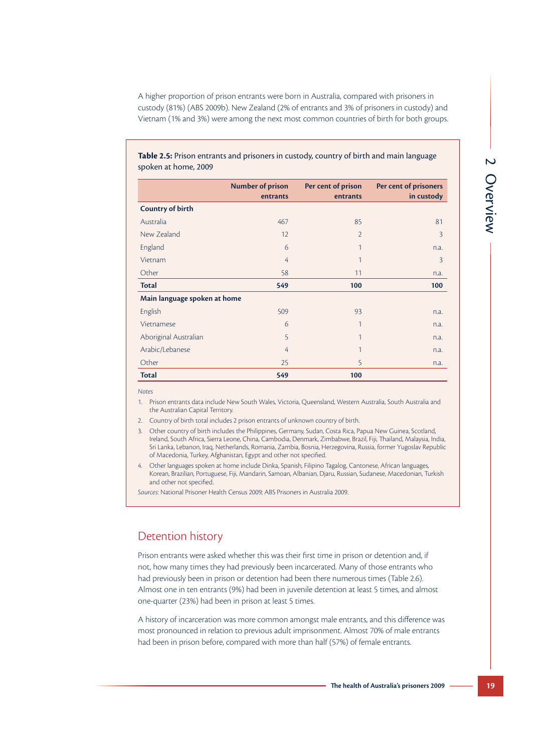A higher proportion of prison entrants were born in Australia, compared with prisoners in custody (81%) (ABS 2009b). New Zealand (2% of entrants and 3% of prisoners in custody) and Vietnam (1% and 3%) were among the next most common countries of birth for both groups.

**Table 2.5:** Prison entrants and prisoners in custody, country of birth and main language spoken at home, 2009

| | Number of prison entrants | Per cent of prison entrants | Per cent of prisoners in custody |
|---|---|---|---|
| **Country of birth** | | | |
| Australia | 467 | 85 | 81 |
| New Zealand | 12 | 2 | 3 |
| England | 6 | 1 | n.a. |
| Vietnam | 4 | 1 | 3 |
| Other | 58 | 11 | n.a. |
| **Total** | **549** | **100** | **100** |
| **Main language spoken at home** | | | |
| English | 509 | 93 | n.a. |
| Vietnamese | 6 | 1 | n.a. |
| Aboriginal Australian | 5 | 1 | n.a. |
| Arabic/Lebanese | 4 | 1 | n.a. |
| Other | 25 | 5 | n.a. |
| **Total** | **549** | **100** | |

*Notes*

1. Prison entrants data include New South Wales, Victoria, Queensland, Western Australia, South Australia and the Australian Capital Territory.
2. Country of birth total includes 2 prison entrants of unknown country of birth.
3. Other country of birth includes the Philippines, Germany, Sudan, Costa Rica, Papua New Guinea, Scotland, Ireland, South Africa, Sierra Leone, China, Cambodia, Denmark, Zimbabwe, Brazil, Fiji, Thailand, Malaysia, India, Sri Lanka, Lebanon, Iraq, Netherlands, Romania, Zambia, Bosnia, Herzegovina, Russia, former Yugoslav Republic of Macedonia, Turkey, Afghanistan, Egypt and other not specified.
4. Other languages spoken at home include Dinka, Spanish, Filipino Tagalog, Cantonese, African languages, Korean, Brazilian, Portuguese, Fiji, Mandarin, Samoan, Albanian, Djaru, Russian, Sudanese, Macedonian, Turkish and other not specified.

*Sources:* National Prisoner Health Census 2009; ABS Prisoners in Australia 2009.

## Detention history

Prison entrants were asked whether this was their first time in prison or detention and, if not, how many times they had previously been incarcerated. Many of those entrants who had previously been in prison or detention had been there numerous times (Table 2.6). Almost one in ten entrants (9%) had been in juvenile detention at least 5 times, and almost one-quarter (23%) had been in prison at least 5 times.

A history of incarceration was more common amongst male entrants, and this difference was most pronounced in relation to previous adult imprisonment. Almost 70% of male entrants had been in prison before, compared with more than half (57%) of female entrants.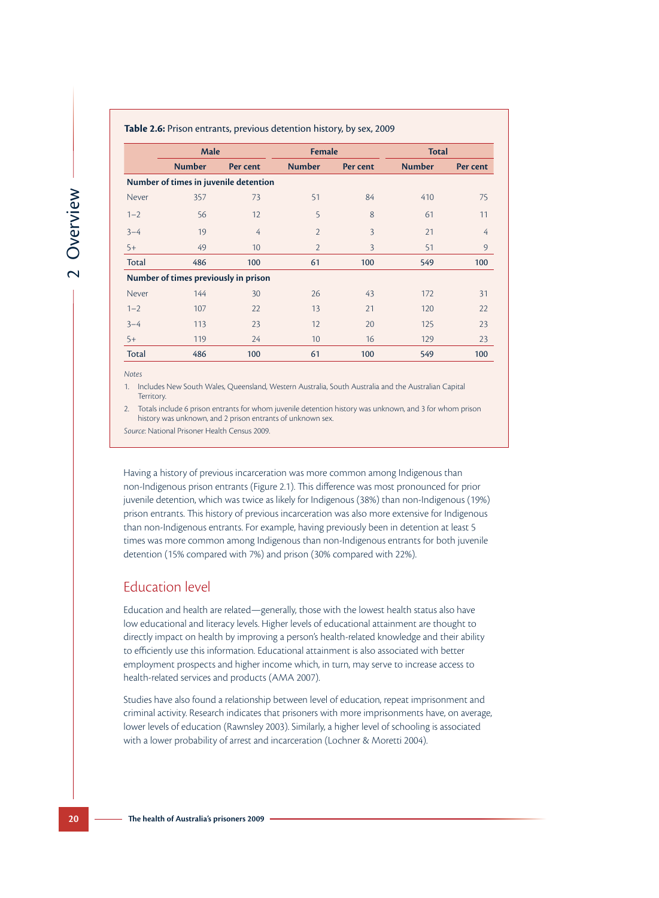**Table 2.6:** Prison entrants, previous detention history, by sex, 2009

| | Male | | Female | | Total | |
|---|---|---|---|---|---|---|
| | Number | Per cent | Number | Per cent | Number | Per cent |
| **Number of times in juvenile detention** | | | | | | |
| Never | 357 | 73 | 51 | 84 | 410 | 75 |
| 1–2 | 56 | 12 | 5 | 8 | 61 | 11 |
| 3–4 | 19 | 4 | 2 | 3 | 21 | 4 |
| 5+ | 49 | 10 | 2 | 3 | 51 | 9 |
| Total | 486 | 100 | 61 | 100 | 549 | 100 |
| **Number of times previously in prison** | | | | | | |
| Never | 144 | 30 | 26 | 43 | 172 | 31 |
| 1–2 | 107 | 22 | 13 | 21 | 120 | 22 |
| 3–4 | 113 | 23 | 12 | 20 | 125 | 23 |
| 5+ | 119 | 24 | 10 | 16 | 129 | 23 |
| Total | 486 | 100 | 61 | 100 | 549 | 100 |

*Notes*

1. Includes New South Wales, Queensland, Western Australia, South Australia and the Australian Capital Territory.
2. Totals include 6 prison entrants for whom juvenile detention history was unknown, and 3 for whom prison history was unknown, and 2 prison entrants of unknown sex.

*Source*: National Prisoner Health Census 2009.

Having a history of previous incarceration was more common among Indigenous than non-Indigenous prison entrants (Figure 2.1). This difference was most pronounced for prior juvenile detention, which was twice as likely for Indigenous (38%) than non-Indigenous (19%) prison entrants. This history of previous incarceration was also more extensive for Indigenous than non-Indigenous entrants. For example, having previously been in detention at least 5 times was more common among Indigenous than non-Indigenous entrants for both juvenile detention (15% compared with 7%) and prison (30% compared with 22%).

## Education level

Education and health are related—generally, those with the lowest health status also have low educational and literacy levels. Higher levels of educational attainment are thought to directly impact on health by improving a person's health-related knowledge and their ability to efficiently use this information. Educational attainment is also associated with better employment prospects and higher income which, in turn, may serve to increase access to health-related services and products (AMA 2007).

Studies have also found a relationship between level of education, repeat imprisonment and criminal activity. Research indicates that prisoners with more imprisonments have, on average, lower levels of education (Rawnsley 2003). Similarly, a higher level of schooling is associated with a lower probability of arrest and incarceration (Lochner & Moretti 2004).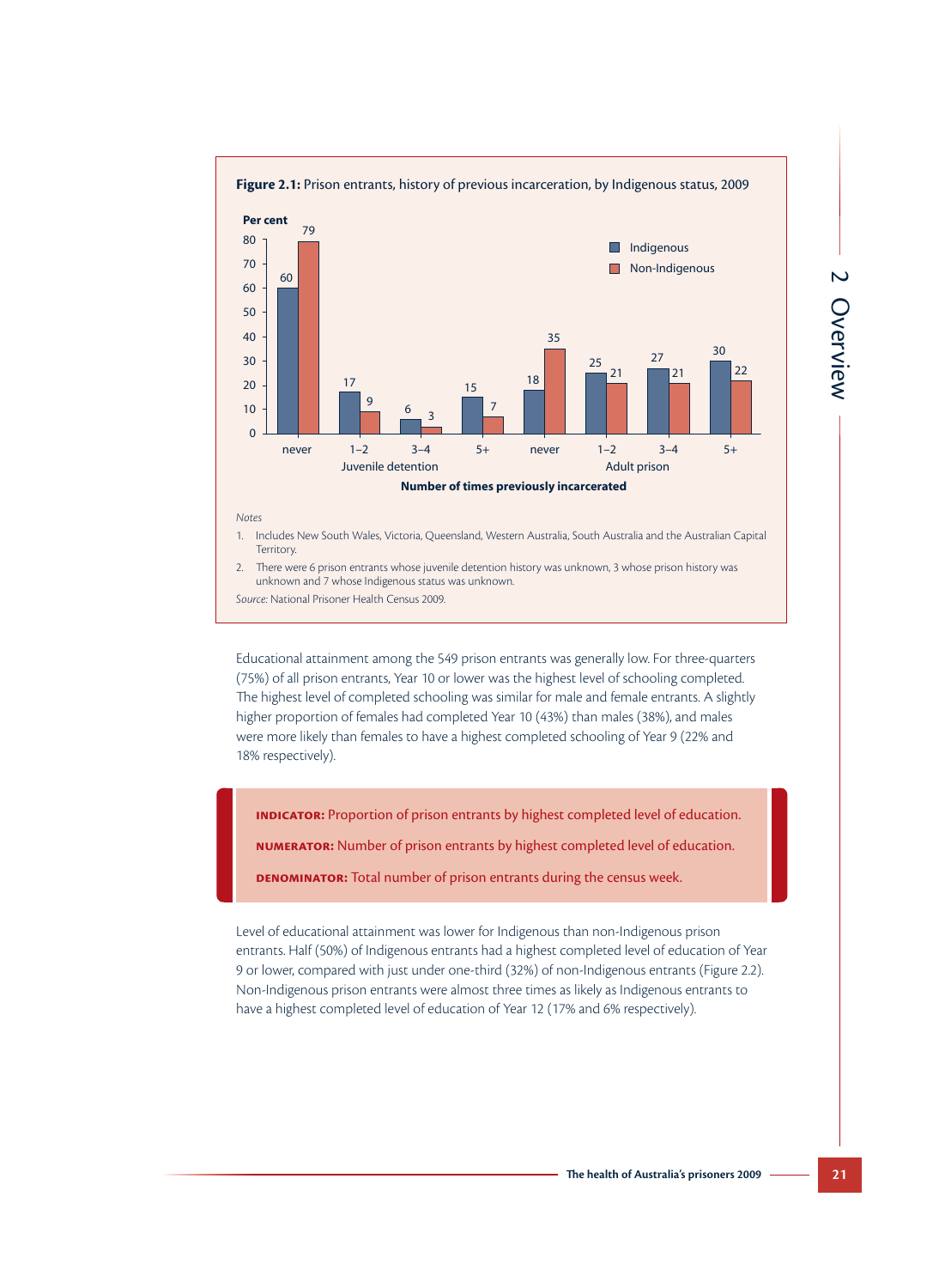**Figure 2.1:** Prison entrants, history of previous incarceration, by Indigenous status, 2009

| Number of times previously incarcerated | | Indigenous (per cent) | Non-Indigenous (per cent) |
|---|---|---|---|
| Juvenile detention | never | 60 | 79 |
| | 1–2 | 17 | 9 |
| | 3–4 | 6 | 3 |
| | 5+ | 15 | 7 |
| Adult prison | never | 18 | 35 |
| | 1–2 | 25 | 21 |
| | 3–4 | 27 | 21 |
| | 5+ | 30 | 22 |

*Notes*

1. Includes New South Wales, Victoria, Queensland, Western Australia, South Australia and the Australian Capital Territory.
2. There were 6 prison entrants whose juvenile detention history was unknown, 3 whose prison history was unknown and 7 whose Indigenous status was unknown.

*Source:* National Prisoner Health Census 2009.

Educational attainment among the 549 prison entrants was generally low. For three-quarters (75%) of all prison entrants, Year 10 or lower was the highest level of schooling completed. The highest level of completed schooling was similar for male and female entrants. A slightly higher proportion of females had completed Year 10 (43%) than males (38%), and males were more likely than females to have a highest completed schooling of Year 9 (22% and 18% respectively).

**INDICATOR:** Proportion of prison entrants by highest completed level of education.

**NUMERATOR:** Number of prison entrants by highest completed level of education.

**DENOMINATOR:** Total number of prison entrants during the census week.

Level of educational attainment was lower for Indigenous than non-Indigenous prison entrants. Half (50%) of Indigenous entrants had a highest completed level of education of Year 9 or lower, compared with just under one-third (32%) of non-Indigenous entrants (Figure 2.2). Non-Indigenous prison entrants were almost three times as likely as Indigenous entrants to have a highest completed level of education of Year 12 (17% and 6% respectively).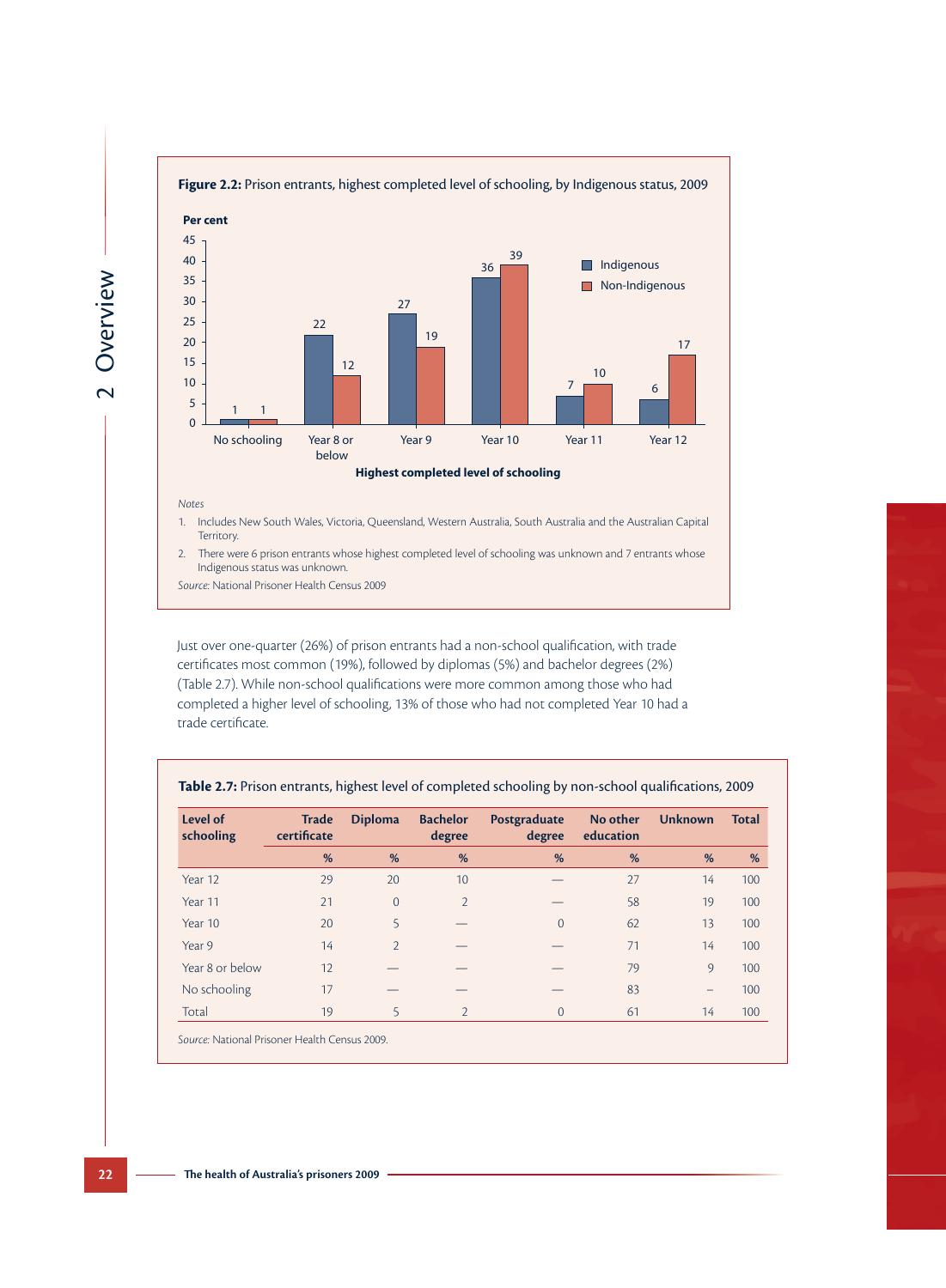**Figure 2.2:** Prison entrants, highest completed level of schooling, by Indigenous status, 2009

| Highest completed level of schooling | Indigenous (Per cent) | Non-Indigenous (Per cent) |
|---|---|---|
| No schooling | 1 | 1 |
| Year 8 or below | 22 | 12 |
| Year 9 | 27 | 19 |
| Year 10 | 36 | 39 |
| Year 11 | 7 | 10 |
| Year 12 | 6 | 17 |

*Notes*

1. Includes New South Wales, Victoria, Queensland, Western Australia, South Australia and the Australian Capital Territory.
2. There were 6 prison entrants whose highest completed level of schooling was unknown and 7 entrants whose Indigenous status was unknown.

*Source:* National Prisoner Health Census 2009

Just over one-quarter (26%) of prison entrants had a non-school qualification, with trade certificates most common (19%), followed by diplomas (5%) and bachelor degrees (2%) (Table 2.7). While non-school qualifications were more common among those who had completed a higher level of schooling, 13% of those who had not completed Year 10 had a trade certificate.

**Table 2.7:** Prison entrants, highest level of completed schooling by non-school qualifications, 2009

| Level of schooling | Trade certificate | Diploma | Bachelor degree | Postgraduate degree | No other education | Unknown | Total |
|---|---|---|---|---|---|---|---|
| | % | % | % | % | % | % | % |
| Year 12 | 29 | 20 | 10 | — | 27 | 14 | 100 |
| Year 11 | 21 | 0 | 2 | — | 58 | 19 | 100 |
| Year 10 | 20 | 5 | — | 0 | 62 | 13 | 100 |
| Year 9 | 14 | 2 | — | — | 71 | 14 | 100 |
| Year 8 or below | 12 | — | — | — | 79 | 9 | 100 |
| No schooling | 17 | — | — | — | 83 | – | 100 |
| Total | 19 | 5 | 2 | 0 | 61 | 14 | 100 |

*Source:* National Prisoner Health Census 2009.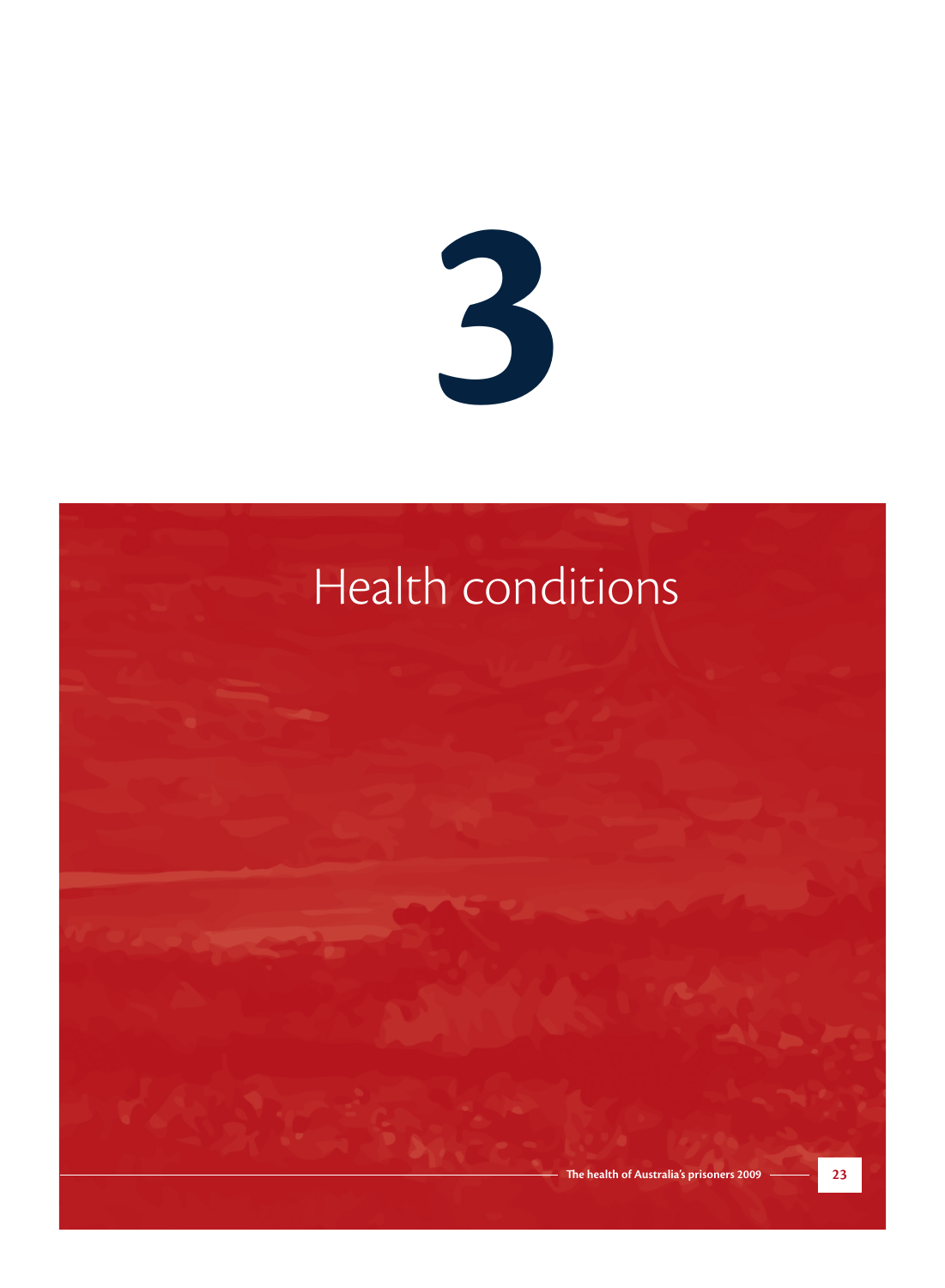# 3

# Health conditions